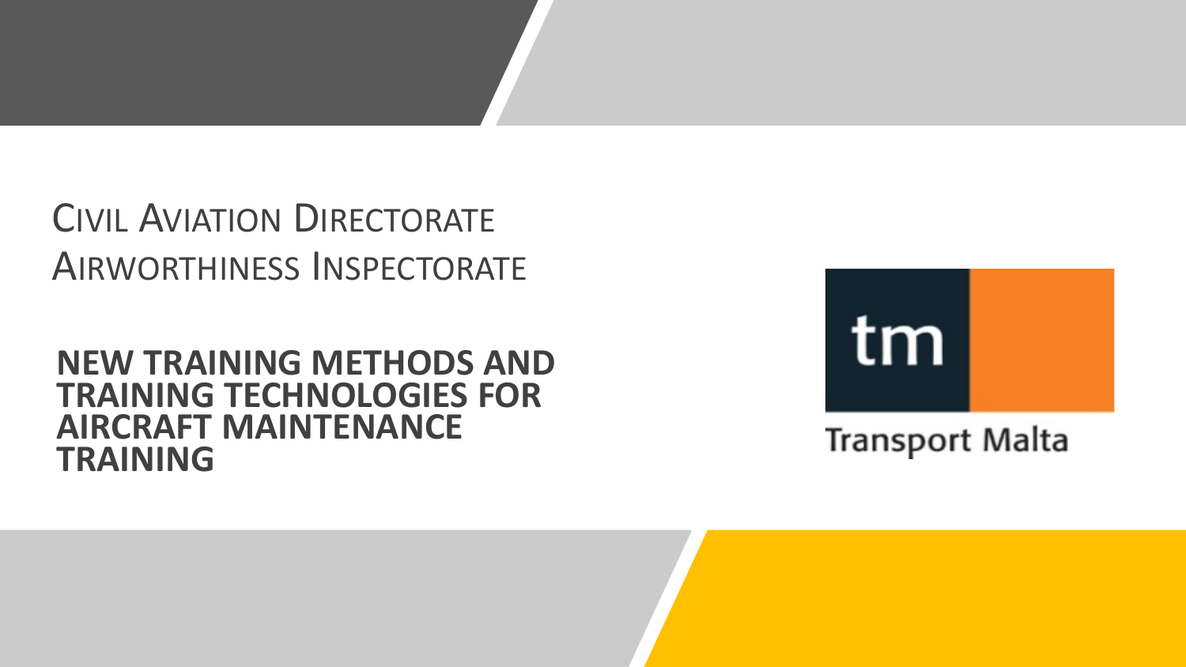Civil Aviation Directorate

Airworthiness Inspectorate

# NEW TRAINING METHODS AND TRAINING TECHNOLOGIES FOR AIRCRAFT MAINTENANCE TRAINING

tm

Transport Malta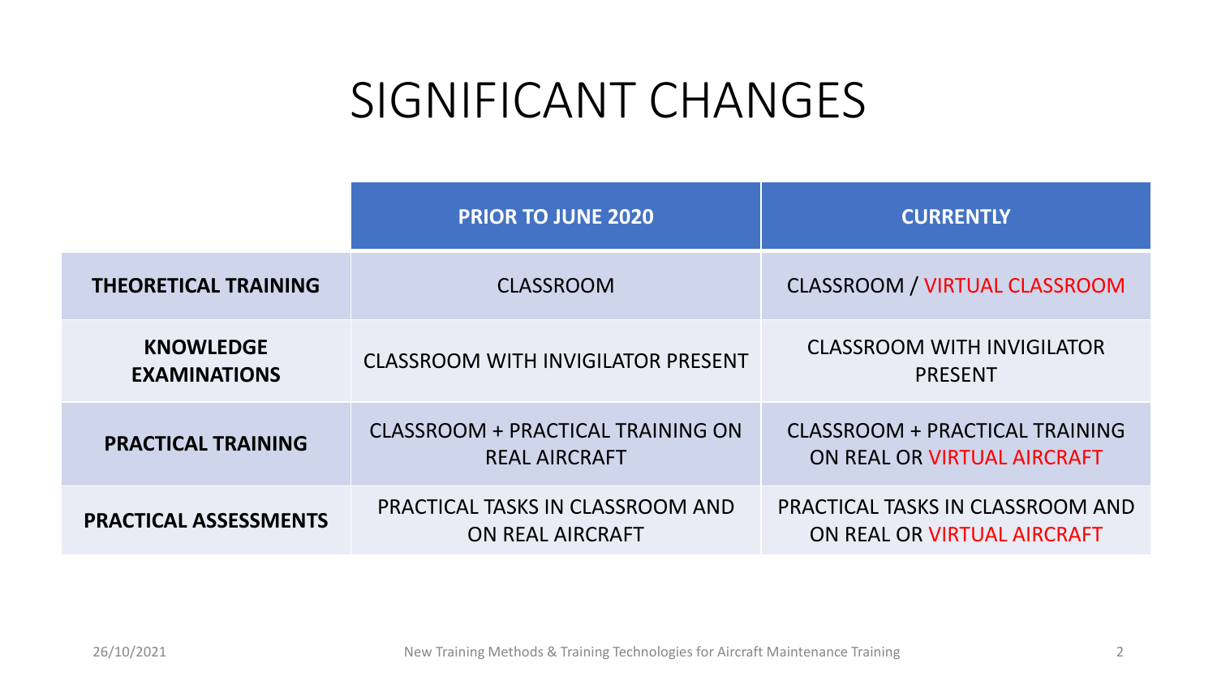# SIGNIFICANT CHANGES

| | PRIOR TO JUNE 2020 | CURRENTLY |
|---|---|---|
| **THEORETICAL TRAINING** | CLASSROOM | CLASSROOM / VIRTUAL CLASSROOM |
| **KNOWLEDGE EXAMINATIONS** | CLASSROOM WITH INVIGILATOR PRESENT | CLASSROOM WITH INVIGILATOR PRESENT |
| **PRACTICAL TRAINING** | CLASSROOM + PRACTICAL TRAINING ON REAL AIRCRAFT | CLASSROOM + PRACTICAL TRAINING ON REAL OR VIRTUAL AIRCRAFT |
| **PRACTICAL ASSESSMENTS** | PRACTICAL TASKS IN CLASSROOM AND ON REAL AIRCRAFT | PRACTICAL TASKS IN CLASSROOM AND ON REAL OR VIRTUAL AIRCRAFT |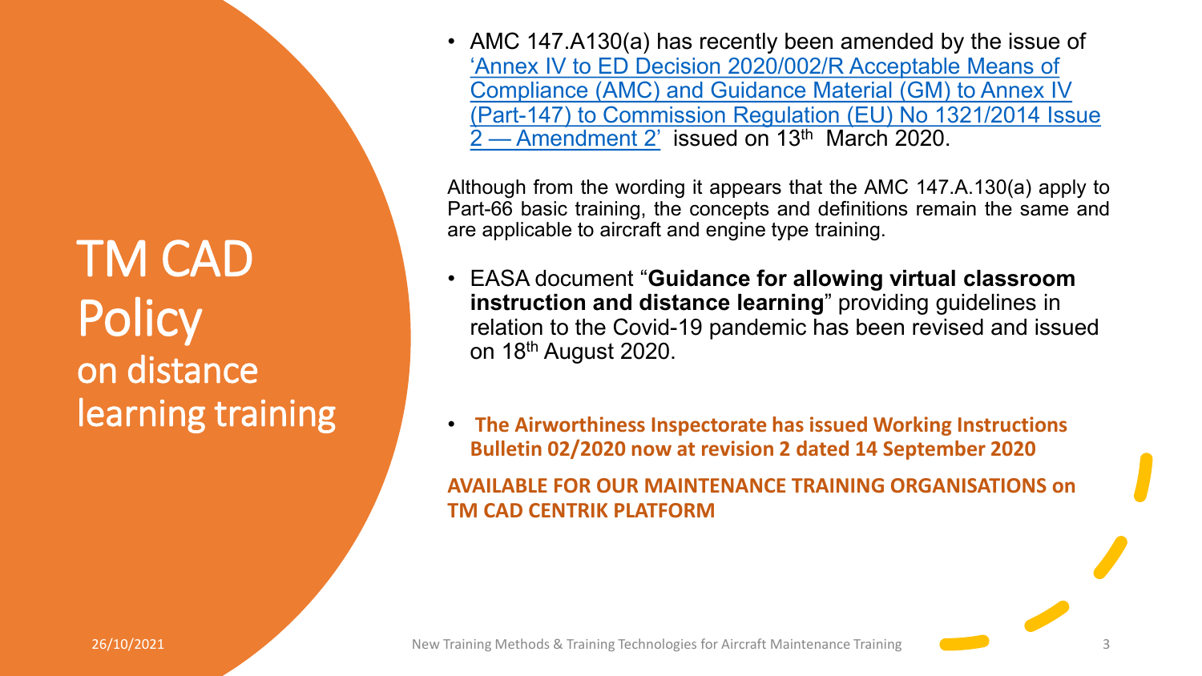# TM CAD Policy on distance learning training

- AMC 147.A130(a) has recently been amended by the issue of 'Annex IV to ED Decision 2020/002/R Acceptable Means of Compliance (AMC) and Guidance Material (GM) to Annex IV (Part-147) to Commission Regulation (EU) No 1321/2014 Issue 2 — Amendment 2' issued on 13th March 2020.

Although from the wording it appears that the AMC 147.A.130(a) apply to Part-66 basic training, the concepts and definitions remain the same and are applicable to aircraft and engine type training.

- EASA document "**Guidance for allowing virtual classroom instruction and distance learning**" providing guidelines in relation to the Covid-19 pandemic has been revised and issued on 18th August 2020.

- **The Airworthiness Inspectorate has issued Working Instructions Bulletin 02/2020 now at revision 2 dated 14 September 2020**

**AVAILABLE FOR OUR MAINTENANCE TRAINING ORGANISATIONS on TM CAD CENTRIK PLATFORM**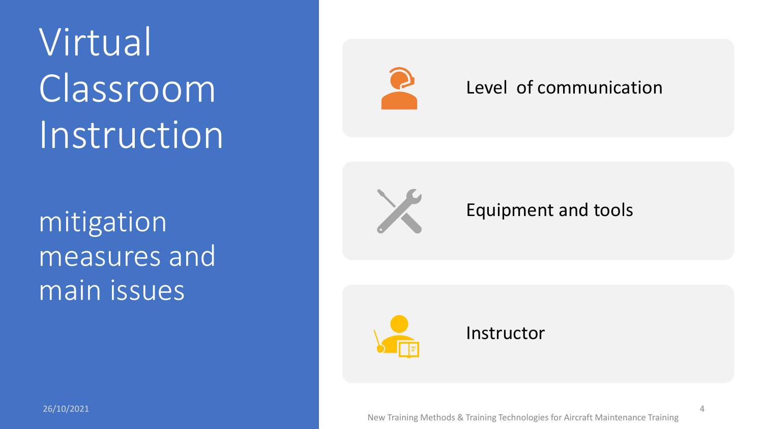# Virtual Classroom Instruction

## mitigation measures and main issues

- Level of communication
- Equipment and tools
- Instructor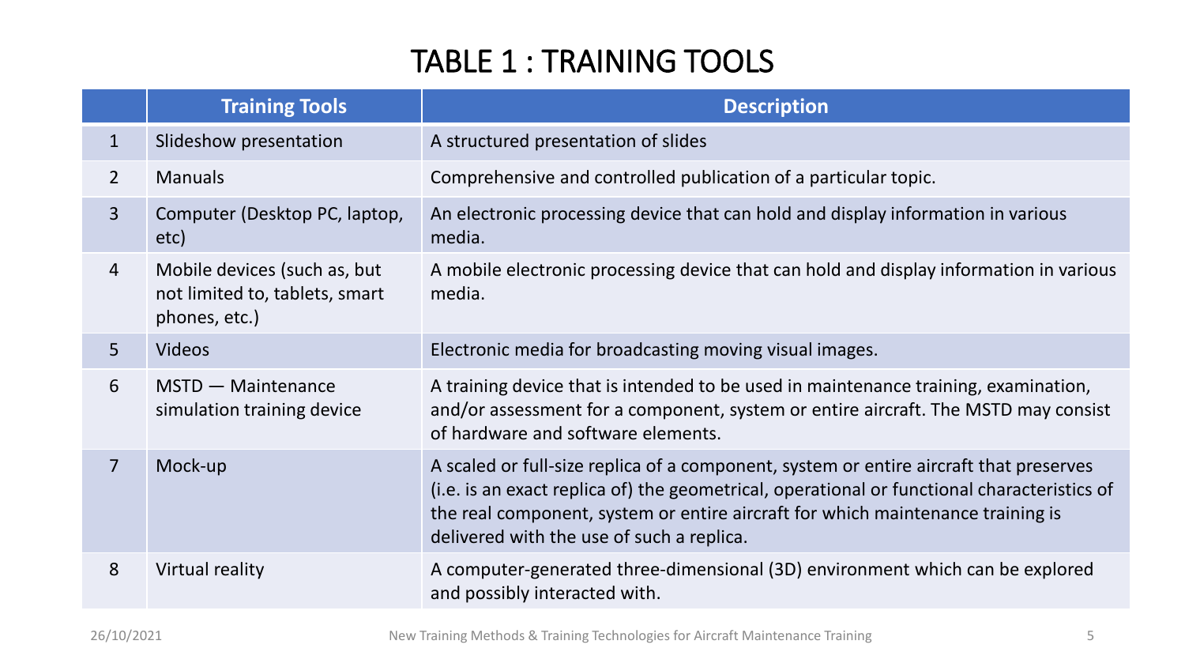# TABLE 1 : TRAINING TOOLS

| | Training Tools | Description |
|---|---|---|
| 1 | Slideshow presentation | A structured presentation of slides |
| 2 | Manuals | Comprehensive and controlled publication of a particular topic. |
| 3 | Computer (Desktop PC, laptop, etc) | An electronic processing device that can hold and display information in various media. |
| 4 | Mobile devices (such as, but not limited to, tablets, smart phones, etc.) | A mobile electronic processing device that can hold and display information in various media. |
| 5 | Videos | Electronic media for broadcasting moving visual images. |
| 6 | MSTD — Maintenance simulation training device | A training device that is intended to be used in maintenance training, examination, and/or assessment for a component, system or entire aircraft. The MSTD may consist of hardware and software elements. |
| 7 | Mock-up | A scaled or full-size replica of a component, system or entire aircraft that preserves (i.e. is an exact replica of) the geometrical, operational or functional characteristics of the real component, system or entire aircraft for which maintenance training is delivered with the use of such a replica. |
| 8 | Virtual reality | A computer-generated three-dimensional (3D) environment which can be explored and possibly interacted with. |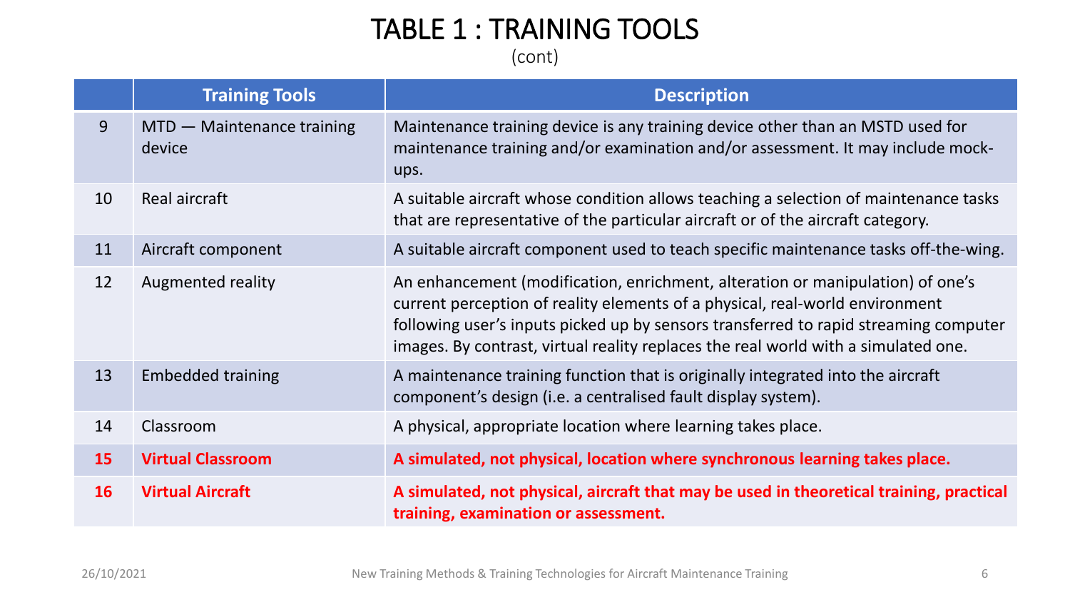# TABLE 1 : TRAINING TOOLS

(cont)

| | Training Tools | Description |
|---|---|---|
| 9 | MTD — Maintenance training device | Maintenance training device is any training device other than an MSTD used for maintenance training and/or examination and/or assessment. It may include mock-ups. |
| 10 | Real aircraft | A suitable aircraft whose condition allows teaching a selection of maintenance tasks that are representative of the particular aircraft or of the aircraft category. |
| 11 | Aircraft component | A suitable aircraft component used to teach specific maintenance tasks off-the-wing. |
| 12 | Augmented reality | An enhancement (modification, enrichment, alteration or manipulation) of one's current perception of reality elements of a physical, real-world environment following user's inputs picked up by sensors transferred to rapid streaming computer images. By contrast, virtual reality replaces the real world with a simulated one. |
| 13 | Embedded training | A maintenance training function that is originally integrated into the aircraft component's design (i.e. a centralised fault display system). |
| 14 | Classroom | A physical, appropriate location where learning takes place. |
| **15** | **Virtual Classroom** | **A simulated, not physical, location where synchronous learning takes place.** |
| **16** | **Virtual Aircraft** | **A simulated, not physical, aircraft that may be used in theoretical training, practical training, examination or assessment.** |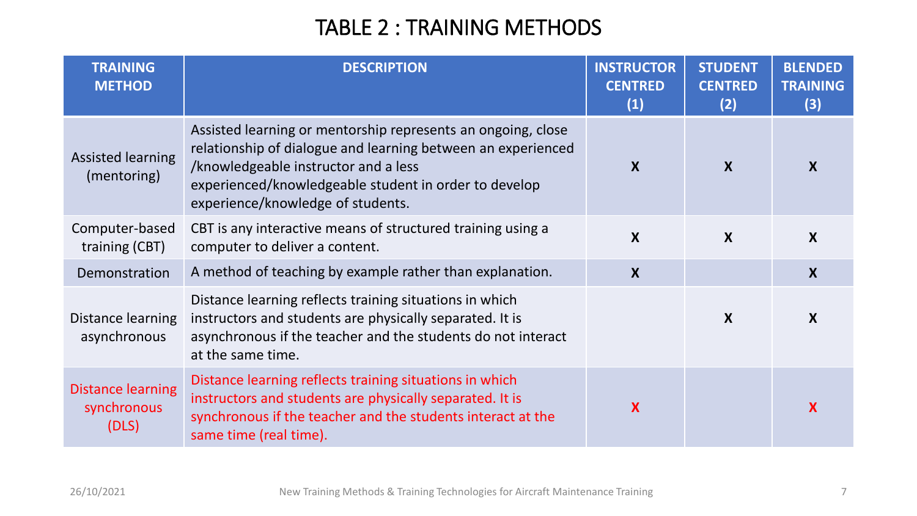# TABLE 2 : TRAINING METHODS

| TRAINING METHOD | DESCRIPTION | INSTRUCTOR CENTRED (1) | STUDENT CENTRED (2) | BLENDED TRAINING (3) |
|---|---|---|---|---|
| Assisted learning (mentoring) | Assisted learning or mentorship represents an ongoing, close relationship of dialogue and learning between an experienced /knowledgeable instructor and a less experienced/knowledgeable student in order to develop experience/knowledge of students. | X | X | X |
| Computer-based training (CBT) | CBT is any interactive means of structured training using a computer to deliver a content. | X | X | X |
| Demonstration | A method of teaching by example rather than explanation. | X | | X |
| Distance learning asynchronous | Distance learning reflects training situations in which instructors and students are physically separated. It is asynchronous if the teacher and the students do not interact at the same time. | | X | X |
| Distance learning synchronous (DLS) | Distance learning reflects training situations in which instructors and students are physically separated. It is synchronous if the teacher and the students interact at the same time (real time). | X | | X |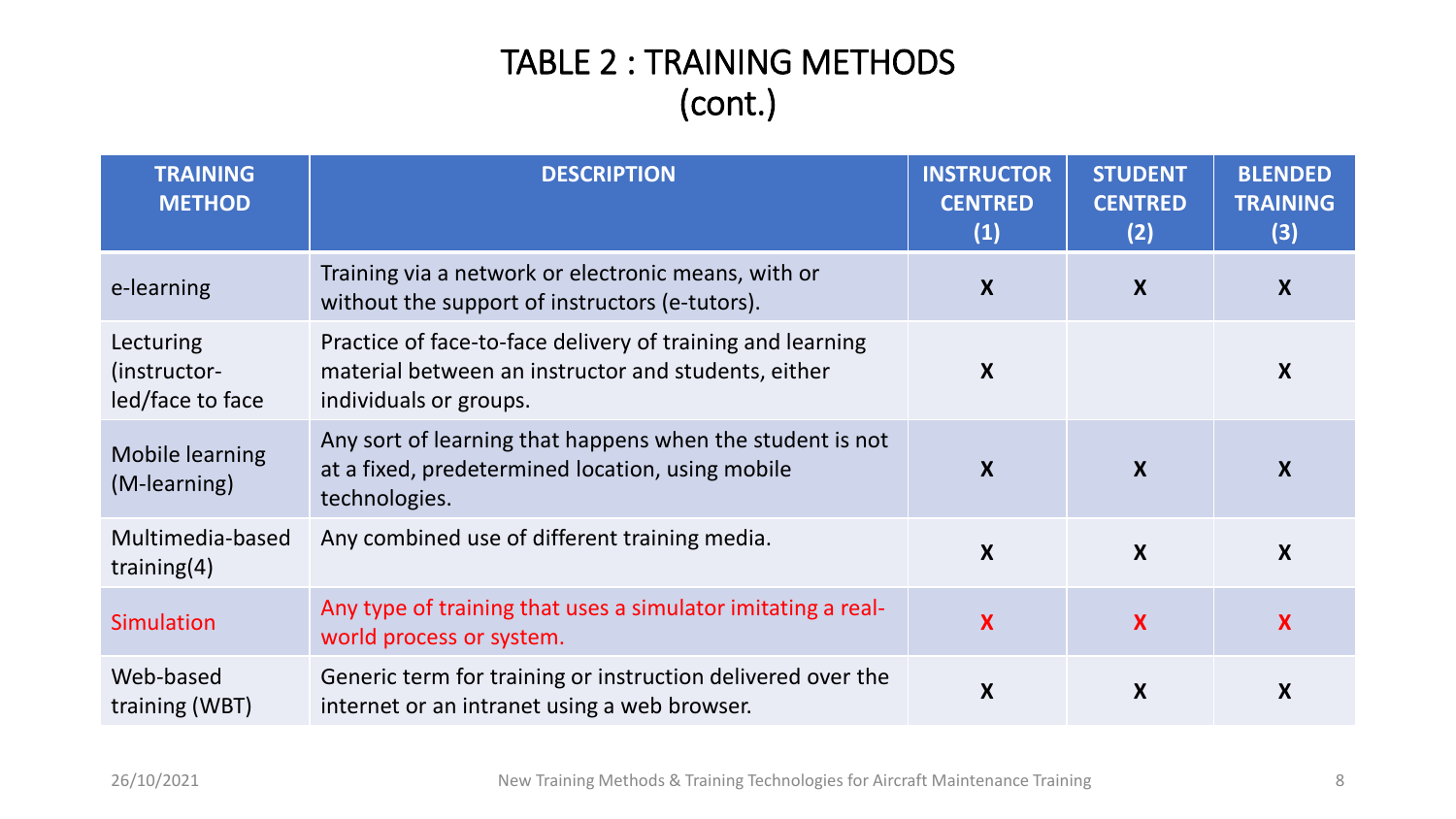# TABLE 2 : TRAINING METHODS (cont.)

| TRAINING METHOD | DESCRIPTION | INSTRUCTOR CENTRED (1) | STUDENT CENTRED (2) | BLENDED TRAINING (3) |
|---|---|---|---|---|
| e-learning | Training via a network or electronic means, with or without the support of instructors (e-tutors). | X | X | X |
| Lecturing (instructor-led/face to face | Practice of face-to-face delivery of training and learning material between an instructor and students, either individuals or groups. | X | | X |
| Mobile learning (M-learning) | Any sort of learning that happens when the student is not at a fixed, predetermined location, using mobile technologies. | X | X | X |
| Multimedia-based training(4) | Any combined use of different training media. | X | X | X |
| Simulation | Any type of training that uses a simulator imitating a real-world process or system. | X | X | X |
| Web-based training (WBT) | Generic term for training or instruction delivered over the internet or an intranet using a web browser. | X | X | X |

26/10/2021

New Training Methods & Training Technologies for Aircraft Maintenance Training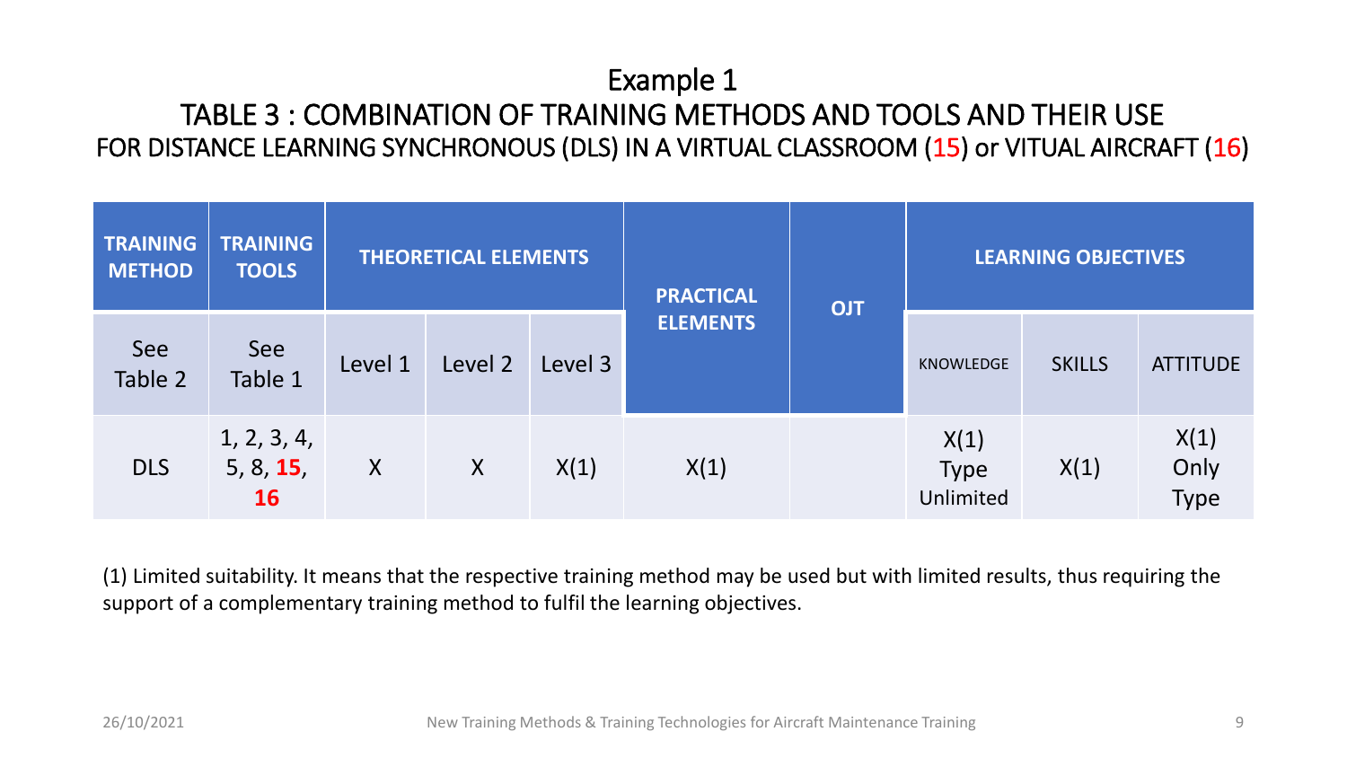# Example 1

## TABLE 3 : COMBINATION OF TRAINING METHODS AND TOOLS AND THEIR USE

### FOR DISTANCE LEARNING SYNCHRONOUS (DLS) IN A VIRTUAL CLASSROOM (15) or VITUAL AIRCRAFT (16)

| TRAINING METHOD | TRAINING TOOLS | THEORETICAL ELEMENTS | | | PRACTICAL ELEMENTS | OJT | LEARNING OBJECTIVES | | |
|---|---|---|---|---|---|---|---|---|---|
| See Table 2 | See Table 1 | Level 1 | Level 2 | Level 3 | | | KNOWLEDGE | SKILLS | ATTITUDE |
| DLS | 1, 2, 3, 4, 5, 8, **15**, **16** | X | X | X(1) | X(1) | | X(1) Type Unlimited | X(1) | X(1) Only Type |

(1) Limited suitability. It means that the respective training method may be used but with limited results, thus requiring the support of a complementary training method to fulfil the learning objectives.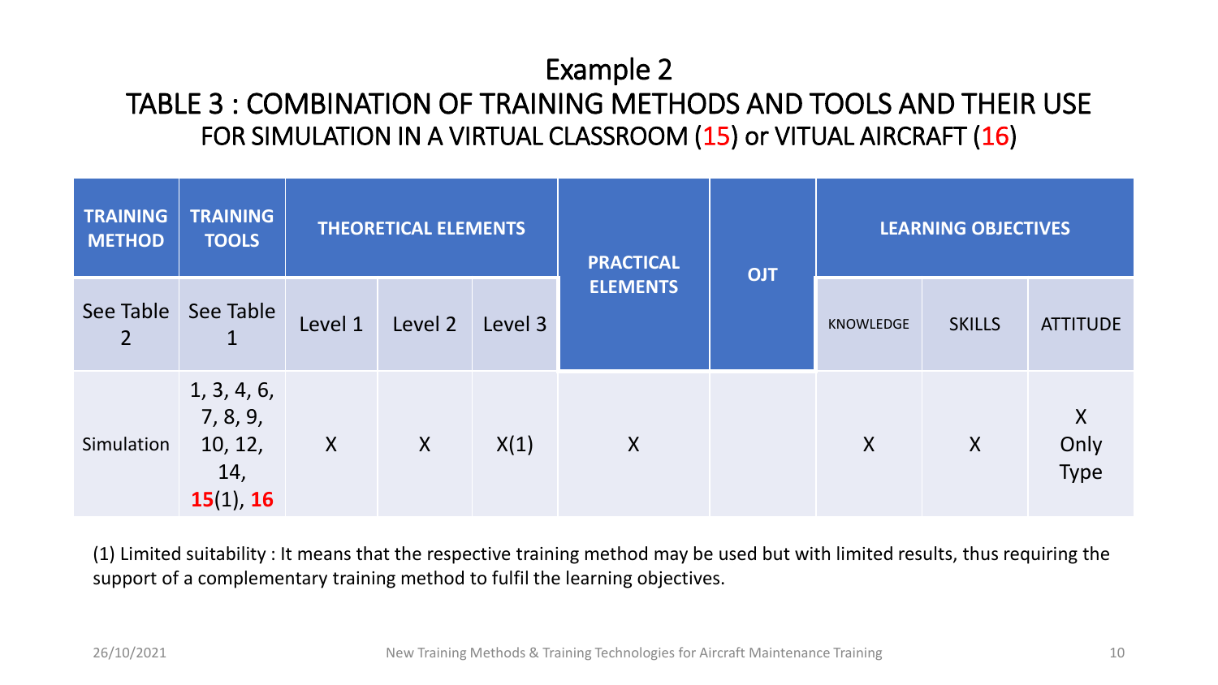# Example 2

## TABLE 3 : COMBINATION OF TRAINING METHODS AND TOOLS AND THEIR USE

### FOR SIMULATION IN A VIRTUAL CLASSROOM (15) or VITUAL AIRCRAFT (16)

| TRAINING METHOD | TRAINING TOOLS | THEORETICAL ELEMENTS | | | PRACTICAL ELEMENTS | OJT | LEARNING OBJECTIVES | | |
|---|---|---|---|---|---|---|---|---|---|
| See Table 2 | See Table 1 | Level 1 | Level 2 | Level 3 | | | KNOWLEDGE | SKILLS | ATTITUDE |
| Simulation | 1, 3, 4, 6, 7, 8, 9, 10, 12, 14, **15**(1), **16** | X | X | X(1) | X | | X | X | X Only Type |

(1) Limited suitability : It means that the respective training method may be used but with limited results, thus requiring the support of a complementary training method to fulfil the learning objectives.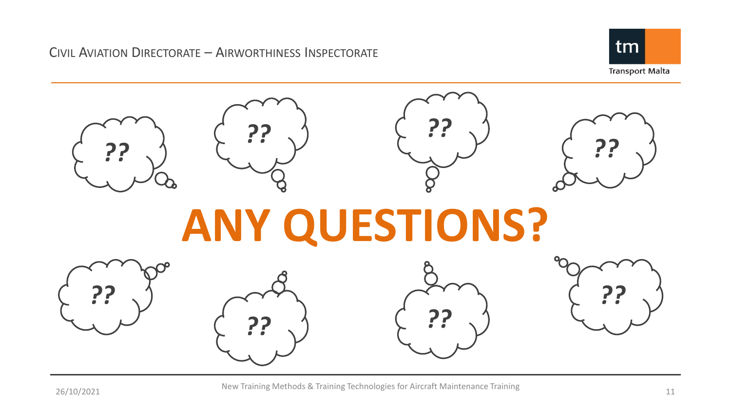# ANY QUESTIONS?

??

??

??

??

??

??

??

??